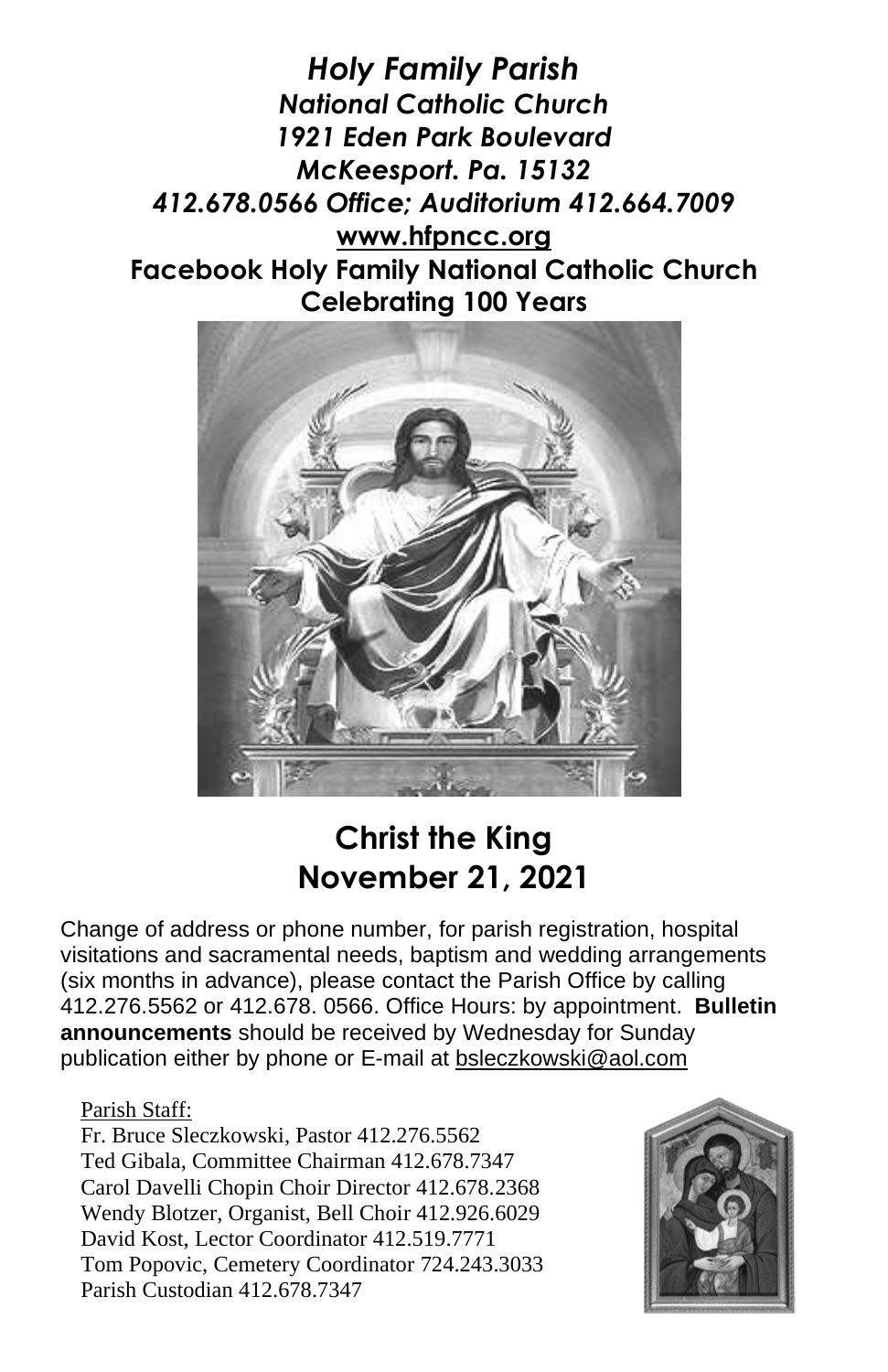***Holy Family Parish***
***National Catholic Church***
***1921 Eden Park Boulevard***
***McKeesport. Pa. 15132***
***412.678.0566 Office; Auditorium 412.664.7009***
**www.hfpncc.org**
**Facebook Holy Family National Catholic Church**
**Celebrating 100 Years**

# Christ the King
## November 21, 2021

Change of address or phone number, for parish registration, hospital visitations and sacramental needs, baptism and wedding arrangements (six months in advance), please contact the Parish Office by calling 412.276.5562 or 412.678. 0566. Office Hours: by appointment. **Bulletin announcements** should be received by Wednesday for Sunday publication either by phone or E-mail at bsleczkowski@aol.com

Parish Staff:
Fr. Bruce Sleczkowski, Pastor 412.276.5562
Ted Gibala, Committee Chairman 412.678.7347
Carol Davelli Chopin Choir Director 412.678.2368
Wendy Blotzer, Organist, Bell Choir 412.926.6029
David Kost, Lector Coordinator 412.519.7771
Tom Popovic, Cemetery Coordinator 724.243.3033
Parish Custodian 412.678.7347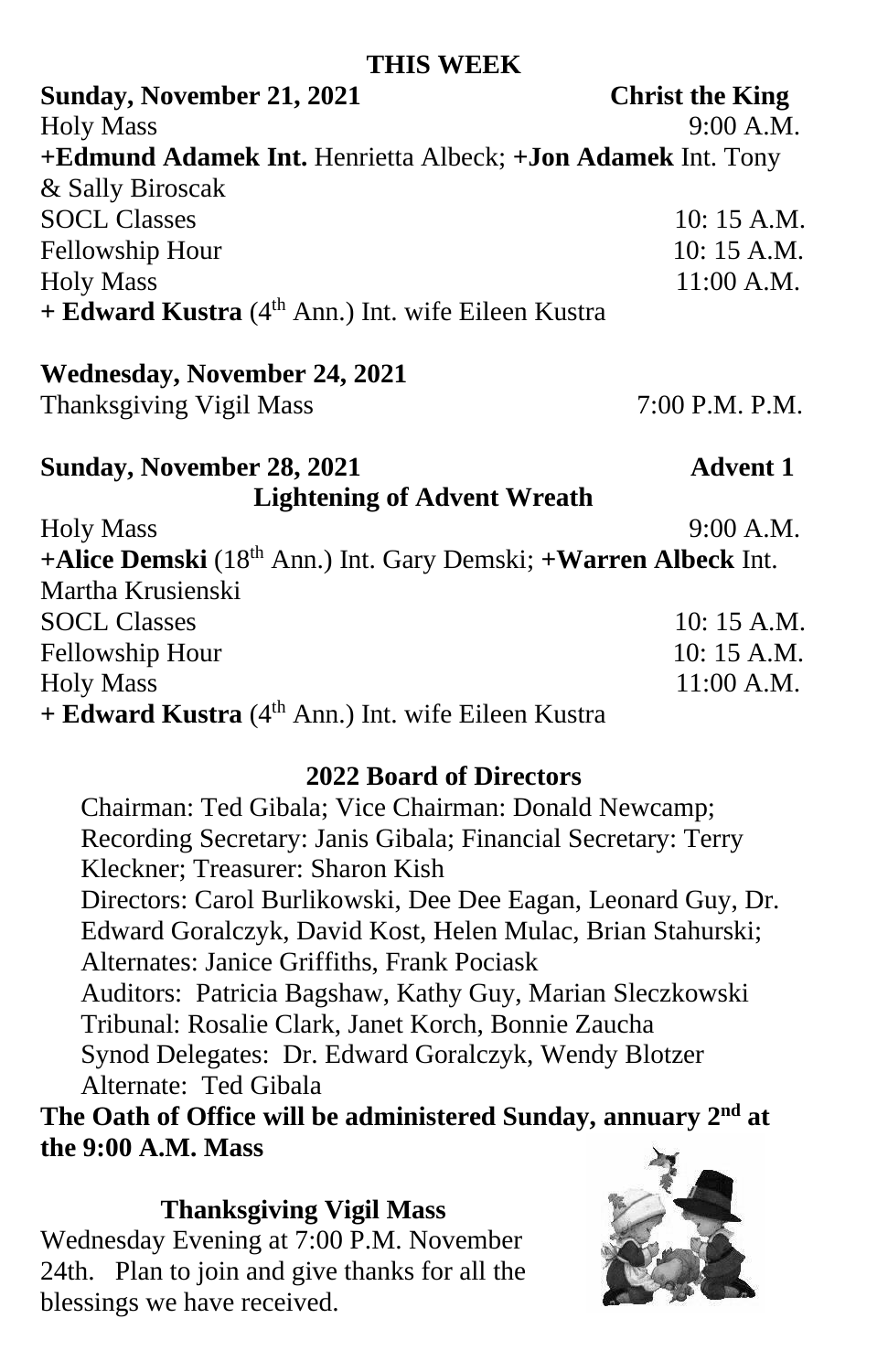## THIS WEEK

**Sunday, November 21, 2021** **Christ the King**

Holy Mass 9:00 A.M.

**+Edmund Adamek Int.** Henrietta Albeck; **+Jon Adamek** Int. Tony & Sally Biroscak

SOCL Classes 10: 15 A.M.

Fellowship Hour 10: 15 A.M.

Holy Mass 11:00 A.M.

**+ Edward Kustra** (4th Ann.) Int. wife Eileen Kustra

**Wednesday, November 24, 2021**

Thanksgiving Vigil Mass 7:00 P.M. P.M.

**Sunday, November 28, 2021** **Advent 1**

**Lightening of Advent Wreath**

Holy Mass 9:00 A.M.

**+Alice Demski** (18th Ann.) Int. Gary Demski; **+Warren Albeck** Int. Martha Krusienski

SOCL Classes 10: 15 A.M.

Fellowship Hour 10: 15 A.M.

Holy Mass 11:00 A.M.

**+ Edward Kustra** (4th Ann.) Int. wife Eileen Kustra

## 2022 Board of Directors

Chairman: Ted Gibala; Vice Chairman: Donald Newcamp; Recording Secretary: Janis Gibala; Financial Secretary: Terry Kleckner; Treasurer: Sharon Kish

Directors: Carol Burlikowski, Dee Dee Eagan, Leonard Guy, Dr. Edward Goralczyk, David Kost, Helen Mulac, Brian Stahurski; Alternates: Janice Griffiths, Frank Pociask

Auditors: Patricia Bagshaw, Kathy Guy, Marian Sleczkowski

Tribunal: Rosalie Clark, Janet Korch, Bonnie Zaucha

Synod Delegates: Dr. Edward Goralczyk, Wendy Blotzer

Alternate: Ted Gibala

**The Oath of Office will be administered Sunday, annuary 2nd at the 9:00 A.M. Mass**

## Thanksgiving Vigil Mass

Wednesday Evening at 7:00 P.M. November 24th. Plan to join and give thanks for all the blessings we have received.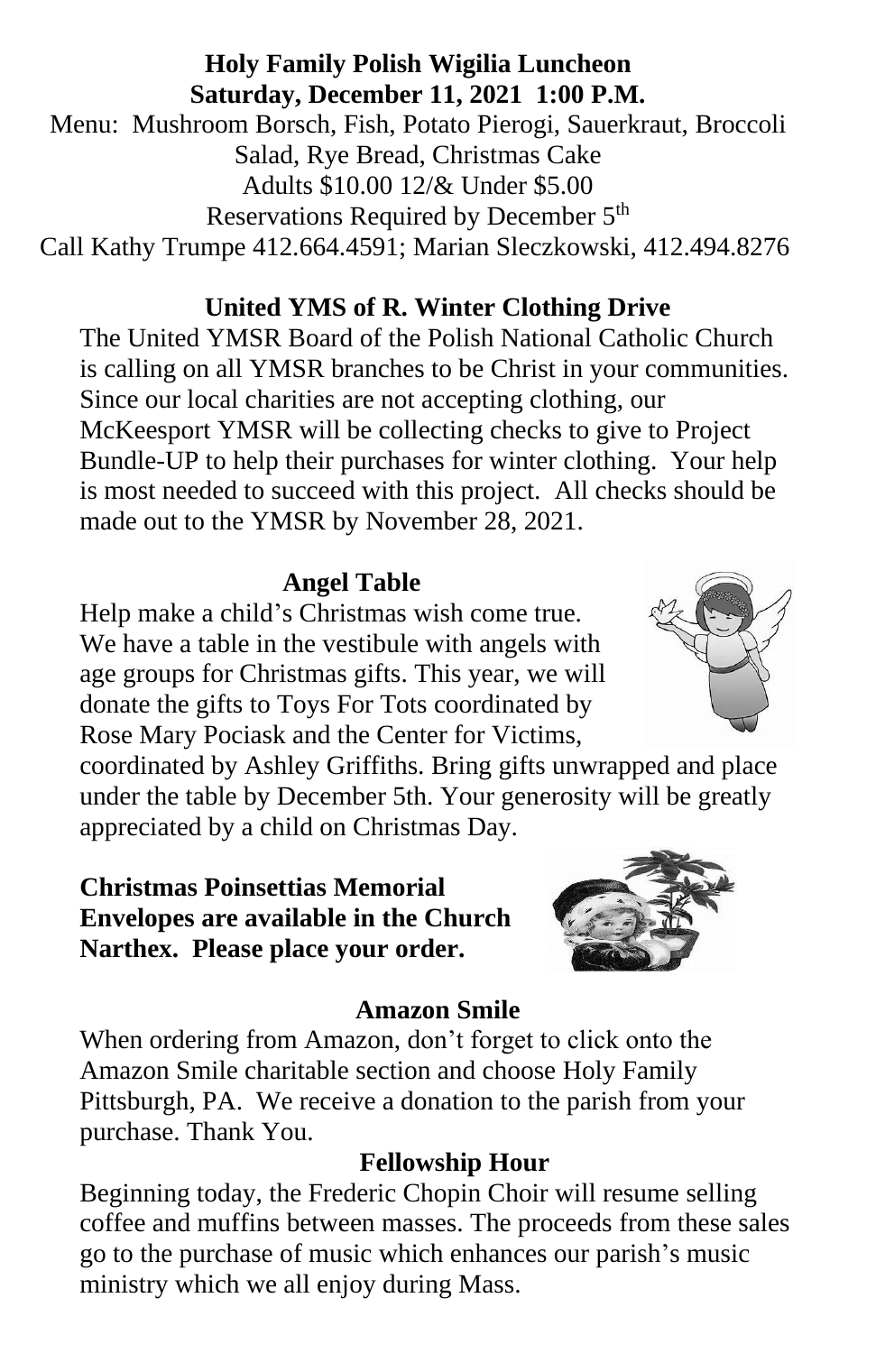**Holy Family Polish Wigilia Luncheon**
**Saturday, December 11, 2021 1:00 P.M.**

Menu: Mushroom Borsch, Fish, Potato Pierogi, Sauerkraut, Broccoli Salad, Rye Bread, Christmas Cake

Adults $10.00 12/& Under $5.00

Reservations Required by December 5th

Call Kathy Trumpe 412.664.4591; Marian Sleczkowski, 412.494.8276

**United YMS of R. Winter Clothing Drive**

The United YMSR Board of the Polish National Catholic Church is calling on all YMSR branches to be Christ in your communities. Since our local charities are not accepting clothing, our McKeesport YMSR will be collecting checks to give to Project Bundle-UP to help their purchases for winter clothing. Your help is most needed to succeed with this project. All checks should be made out to the YMSR by November 28, 2021.

**Angel Table**

Help make a child's Christmas wish come true. We have a table in the vestibule with angels with age groups for Christmas gifts. This year, we will donate the gifts to Toys For Tots coordinated by Rose Mary Pociask and the Center for Victims, coordinated by Ashley Griffiths. Bring gifts unwrapped and place under the table by December 5th. Your generosity will be greatly appreciated by a child on Christmas Day.

**Christmas Poinsettias Memorial Envelopes are available in the Church Narthex. Please place your order.**

**Amazon Smile**

When ordering from Amazon, don't forget to click onto the Amazon Smile charitable section and choose Holy Family Pittsburgh, PA. We receive a donation to the parish from your purchase. Thank You.

**Fellowship Hour**

Beginning today, the Frederic Chopin Choir will resume selling coffee and muffins between masses. The proceeds from these sales go to the purchase of music which enhances our parish's music ministry which we all enjoy during Mass.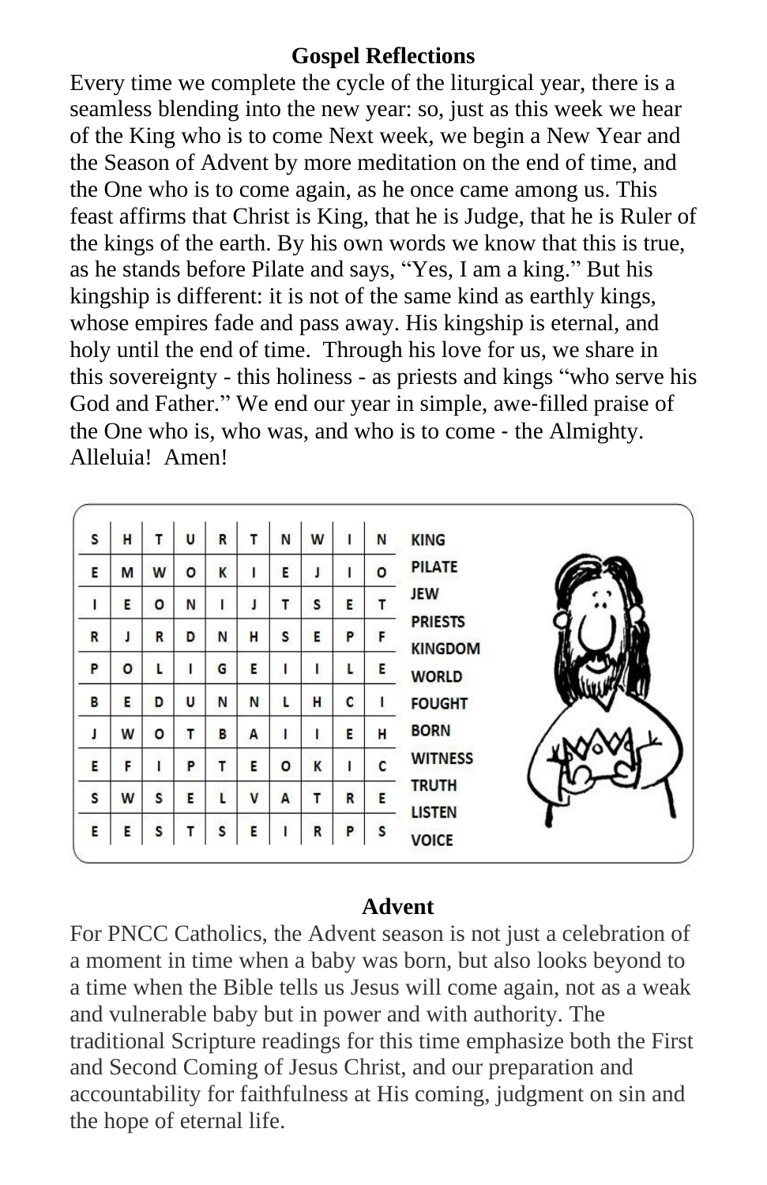## Gospel Reflections

Every time we complete the cycle of the liturgical year, there is a seamless blending into the new year: so, just as this week we hear of the King who is to come Next week, we begin a New Year and the Season of Advent by more meditation on the end of time, and the One who is to come again, as he once came among us. This feast affirms that Christ is King, that he is Judge, that he is Ruler of the kings of the earth. By his own words we know that this is true, as he stands before Pilate and says, "Yes, I am a king." But his kingship is different: it is not of the same kind as earthly kings, whose empires fade and pass away. His kingship is eternal, and holy until the end of time. Through his love for us, we share in this sovereignty - this holiness - as priests and kings "who serve his God and Father." We end our year in simple, awe-filled praise of the One who is, who was, and who is to come - the Almighty. Alleluia! Amen!

| | | | | | | | | | |
|---|---|---|---|---|---|---|---|---|---|
| S | H | T | U | R | T | N | W | I | N |
| E | M | W | O | K | I | E | J | I | O |
| I | E | O | N | I | J | T | S | E | T |
| R | J | R | D | N | H | S | E | P | F |
| P | O | L | I | G | E | I | I | L | E |
| B | E | D | U | N | N | L | H | C | I |
| J | W | O | T | B | A | I | I | E | H |
| E | F | I | P | T | E | O | K | I | C |
| S | W | S | E | L | V | A | T | R | E |
| E | E | S | T | S | E | I | R | P | S |

KING
PILATE
JEW
PRIESTS
KINGDOM
WORLD
FOUGHT
BORN
WITNESS
TRUTH
LISTEN
VOICE

## Advent

For PNCC Catholics, the Advent season is not just a celebration of a moment in time when a baby was born, but also looks beyond to a time when the Bible tells us Jesus will come again, not as a weak and vulnerable baby but in power and with authority. The traditional Scripture readings for this time emphasize both the First and Second Coming of Jesus Christ, and our preparation and accountability for faithfulness at His coming, judgment on sin and the hope of eternal life.